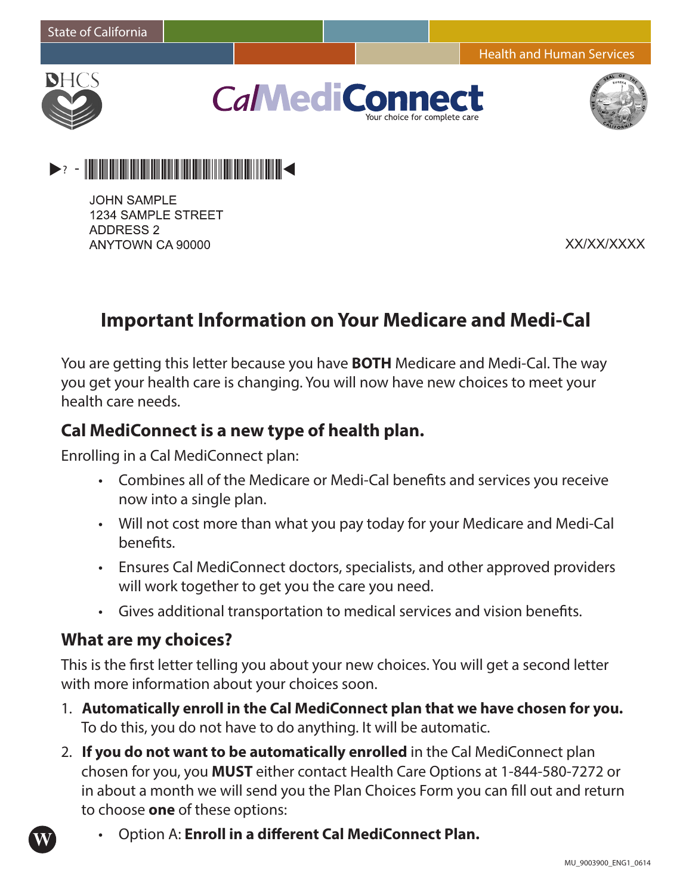State of California

Health and Human Services

DHCS

CalMediConnect
Your choice for complete care

JOHN SAMPLE
1234 SAMPLE STREET
ADDRESS 2
ANYTOWN CA 90000

XX/XX/XXXX

# Important Information on Your Medicare and Medi-Cal

You are getting this letter because you have **BOTH** Medicare and Medi-Cal. The way you get your health care is changing. You will now have new choices to meet your health care needs.

## Cal MediConnect is a new type of health plan.

Enrolling in a Cal MediConnect plan:

- Combines all of the Medicare or Medi-Cal benefits and services you receive now into a single plan.
- Will not cost more than what you pay today for your Medicare and Medi-Cal benefits.
- Ensures Cal MediConnect doctors, specialists, and other approved providers will work together to get you the care you need.
- Gives additional transportation to medical services and vision benefits.

## What are my choices?

This is the first letter telling you about your new choices. You will get a second letter with more information about your choices soon.

1. **Automatically enroll in the Cal MediConnect plan that we have chosen for you.** To do this, you do not have to do anything. It will be automatic.
2. **If you do not want to be automatically enrolled** in the Cal MediConnect plan chosen for you, you **MUST** either contact Health Care Options at 1-844-580-7272 or in about a month we will send you the Plan Choices Form you can fill out and return to choose **one** of these options:
   - Option A: **Enroll in a different Cal MediConnect Plan.**

MU_9003900_ENG1_0614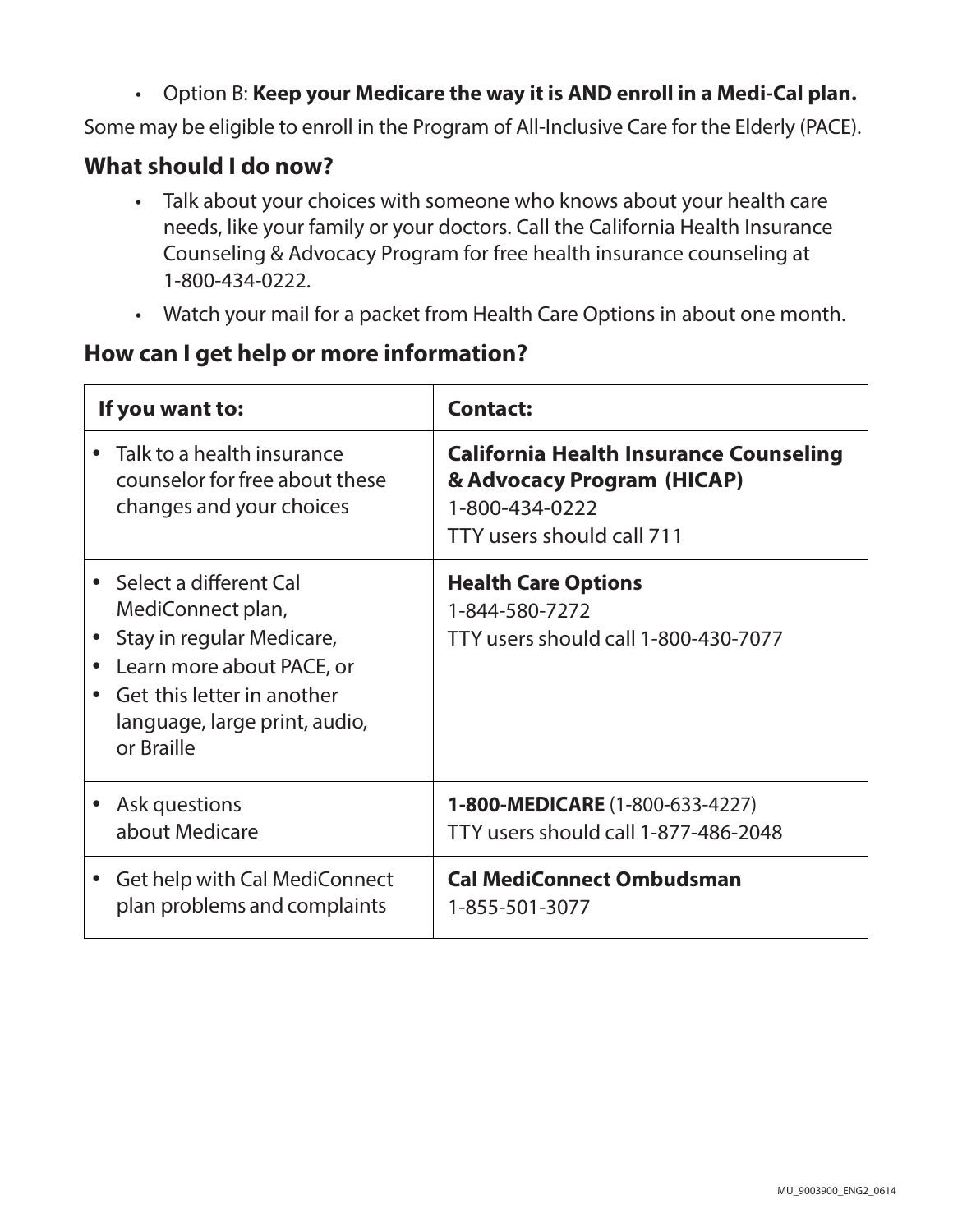- Option B: **Keep your Medicare the way it is AND enroll in a Medi-Cal plan.**

Some may be eligible to enroll in the Program of All-Inclusive Care for the Elderly (PACE).

## What should I do now?

- Talk about your choices with someone who knows about your health care needs, like your family or your doctors. Call the California Health Insurance Counseling & Advocacy Program for free health insurance counseling at 1-800-434-0222.
- Watch your mail for a packet from Health Care Options in about one month.

## How can I get help or more information?

| If you want to: | Contact: |
|---|---|
| • Talk to a health insurance counselor for free about these changes and your choices | **California Health Insurance Counseling & Advocacy Program (HICAP)**<br>1-800-434-0222<br>TTY users should call 711 |
| • Select a different Cal MediConnect plan,<br>• Stay in regular Medicare,<br>• Learn more about PACE, or<br>• Get this letter in another language, large print, audio, or Braille | **Health Care Options**<br>1-844-580-7272<br>TTY users should call 1-800-430-7077 |
| • Ask questions about Medicare | **1-800-MEDICARE** (1-800-633-4227)<br>TTY users should call 1-877-486-2048 |
| • Get help with Cal MediConnect plan problems and complaints | **Cal MediConnect Ombudsman**<br>1-855-501-3077 |

MU_9003900_ENG2_0614